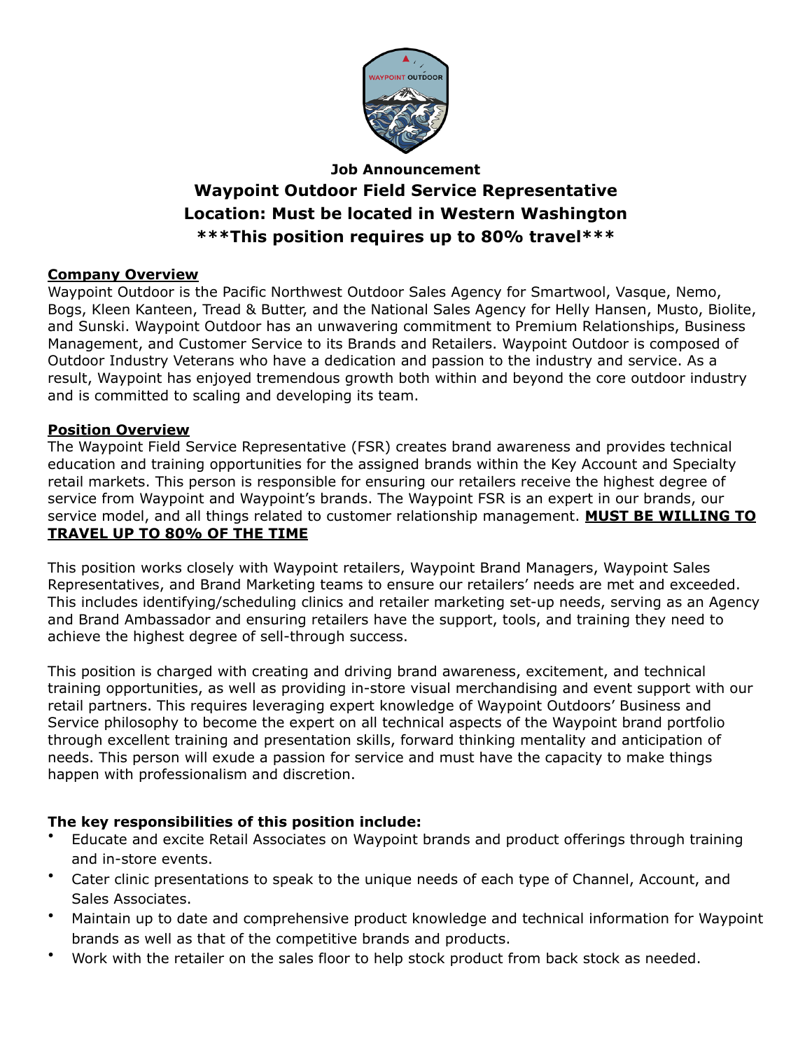**Job Announcement**

# Waypoint Outdoor Field Service Representative

## Location: Must be located in Western Washington

## ***This position requires up to 80% travel***

**Company Overview**

Waypoint Outdoor is the Pacific Northwest Outdoor Sales Agency for Smartwool, Vasque, Nemo, Bogs, Kleen Kanteen, Tread & Butter, and the National Sales Agency for Helly Hansen, Musto, Biolite, and Sunski. Waypoint Outdoor has an unwavering commitment to Premium Relationships, Business Management, and Customer Service to its Brands and Retailers. Waypoint Outdoor is composed of Outdoor Industry Veterans who have a dedication and passion to the industry and service. As a result, Waypoint has enjoyed tremendous growth both within and beyond the core outdoor industry and is committed to scaling and developing its team.

**Position Overview**

The Waypoint Field Service Representative (FSR) creates brand awareness and provides technical education and training opportunities for the assigned brands within the Key Account and Specialty retail markets. This person is responsible for ensuring our retailers receive the highest degree of service from Waypoint and Waypoint's brands. The Waypoint FSR is an expert in our brands, our service model, and all things related to customer relationship management. **MUST BE WILLING TO TRAVEL UP TO 80% OF THE TIME**

This position works closely with Waypoint retailers, Waypoint Brand Managers, Waypoint Sales Representatives, and Brand Marketing teams to ensure our retailers' needs are met and exceeded. This includes identifying/scheduling clinics and retailer marketing set-up needs, serving as an Agency and Brand Ambassador and ensuring retailers have the support, tools, and training they need to achieve the highest degree of sell-through success.

This position is charged with creating and driving brand awareness, excitement, and technical training opportunities, as well as providing in-store visual merchandising and event support with our retail partners. This requires leveraging expert knowledge of Waypoint Outdoors' Business and Service philosophy to become the expert on all technical aspects of the Waypoint brand portfolio through excellent training and presentation skills, forward thinking mentality and anticipation of needs. This person will exude a passion for service and must have the capacity to make things happen with professionalism and discretion.

**The key responsibilities of this position include:**

- Educate and excite Retail Associates on Waypoint brands and product offerings through training and in-store events.
- Cater clinic presentations to speak to the unique needs of each type of Channel, Account, and Sales Associates.
- Maintain up to date and comprehensive product knowledge and technical information for Waypoint brands as well as that of the competitive brands and products.
- Work with the retailer on the sales floor to help stock product from back stock as needed.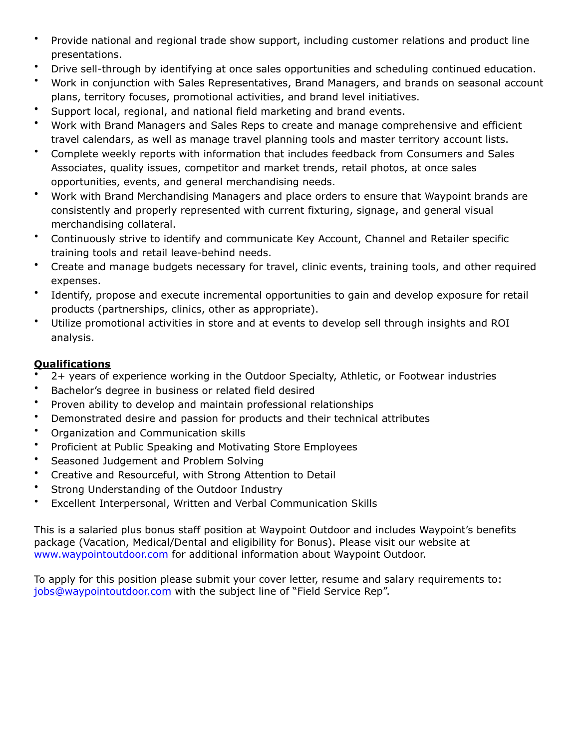- Provide national and regional trade show support, including customer relations and product line presentations.
- Drive sell-through by identifying at once sales opportunities and scheduling continued education.
- Work in conjunction with Sales Representatives, Brand Managers, and brands on seasonal account plans, territory focuses, promotional activities, and brand level initiatives.
- Support local, regional, and national field marketing and brand events.
- Work with Brand Managers and Sales Reps to create and manage comprehensive and efficient travel calendars, as well as manage travel planning tools and master territory account lists.
- Complete weekly reports with information that includes feedback from Consumers and Sales Associates, quality issues, competitor and market trends, retail photos, at once sales opportunities, events, and general merchandising needs.
- Work with Brand Merchandising Managers and place orders to ensure that Waypoint brands are consistently and properly represented with current fixturing, signage, and general visual merchandising collateral.
- Continuously strive to identify and communicate Key Account, Channel and Retailer specific training tools and retail leave-behind needs.
- Create and manage budgets necessary for travel, clinic events, training tools, and other required expenses.
- Identify, propose and execute incremental opportunities to gain and develop exposure for retail products (partnerships, clinics, other as appropriate).
- Utilize promotional activities in store and at events to develop sell through insights and ROI analysis.

**Qualifications**

- 2+ years of experience working in the Outdoor Specialty, Athletic, or Footwear industries
- Bachelor's degree in business or related field desired
- Proven ability to develop and maintain professional relationships
- Demonstrated desire and passion for products and their technical attributes
- Organization and Communication skills
- Proficient at Public Speaking and Motivating Store Employees
- Seasoned Judgement and Problem Solving
- Creative and Resourceful, with Strong Attention to Detail
- Strong Understanding of the Outdoor Industry
- Excellent Interpersonal, Written and Verbal Communication Skills

This is a salaried plus bonus staff position at Waypoint Outdoor and includes Waypoint's benefits package (Vacation, Medical/Dental and eligibility for Bonus). Please visit our website at www.waypointoutdoor.com for additional information about Waypoint Outdoor.

To apply for this position please submit your cover letter, resume and salary requirements to: jobs@waypointoutdoor.com with the subject line of "Field Service Rep".